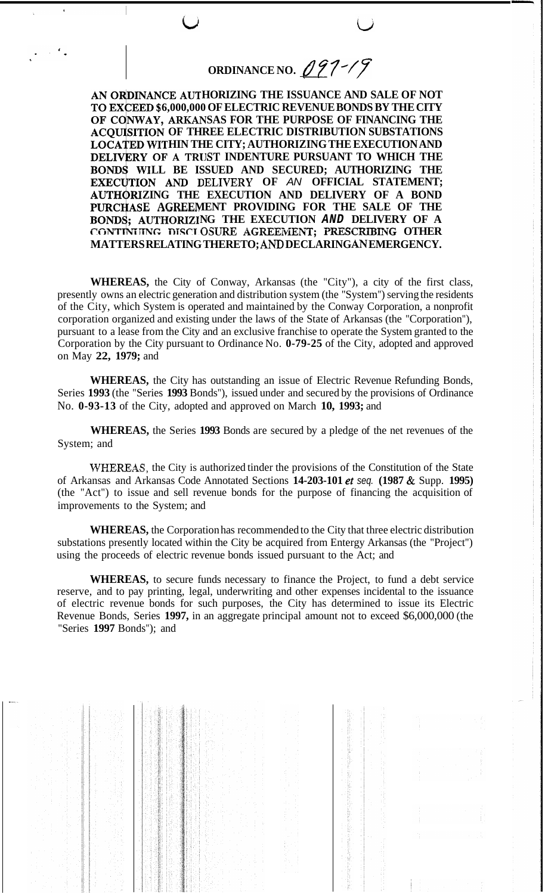# ORDINANCE NO. 097-19

**AN ORDINANCE AUTHORIZING THE ISSUANCE AND SALE OF NOT TO EXCEED $6,000,000 OF ELECTRIC REVENUE BONDS BY THE CITY OF CONWAY, ARKANSAS FOR THE PURPOSE OF FINANCING THE ACQUISITION OF THREE ELECTRIC DISTRIBUTION SUBSTATIONS LOCATED WITHIN THE CITY; AUTHORIZING THE EXECUTION AND DELIVERY OF A TRUST INDENTURE PURSUANT TO WHICH THE BONDS WILL BE ISSUED AND SECURED; AUTHORIZING THE EXECUTION AND DELIVERY OF AN OFFICIAL STATEMENT; AUTHORIZING THE EXECUTION AND DELIVERY OF A BOND PURCHASE AGREEMENT PROVIDING FOR THE SALE OF THE BONDS; AUTHORIZING THE EXECUTION AND DELIVERY OF A CONTINUING DISCLOSURE AGREEMENT; PRESCRIBING OTHER MATTERS RELATING THERETO; AND DECLARING AN EMERGENCY.**

**WHEREAS,** the City of Conway, Arkansas (the "City"), a city of the first class, presently owns an electric generation and distribution system (the "System") serving the residents of the City, which System is operated and maintained by the Conway Corporation, a nonprofit corporation organized and existing under the laws of the State of Arkansas (the "Corporation"), pursuant to a lease from the City and an exclusive franchise to operate the System granted to the Corporation by the City pursuant to Ordinance No. **0-79-25** of the City, adopted and approved on May **22, 1979;** and

**WHEREAS,** the City has outstanding an issue of Electric Revenue Refunding Bonds, Series **1993** (the "Series **1993** Bonds"), issued under and secured by the provisions of Ordinance No. **0-93-13** of the City, adopted and approved on March **10, 1993;** and

**WHEREAS,** the Series **1993** Bonds are secured by a pledge of the net revenues of the System; and

**WHEREAS**, the City is authorized tinder the provisions of the Constitution of the State of Arkansas and Arkansas Code Annotated Sections **14-203-101** *et seq.* **(1987** & Supp. **1995)** (the "Act") to issue and sell revenue bonds for the purpose of financing the acquisition of improvements to the System; and

**WHEREAS,** the Corporation has recommended to the City that three electric distribution substations presently located within the City be acquired from Entergy Arkansas (the "Project") using the proceeds of electric revenue bonds issued pursuant to the Act; and

**WHEREAS,** to secure funds necessary to finance the Project, to fund a debt service reserve, and to pay printing, legal, underwriting and other expenses incidental to the issuance of electric revenue bonds for such purposes, the City has determined to issue its Electric Revenue Bonds, Series **1997,** in an aggregate principal amount not to exceed $6,000,000 (the "Series **1997** Bonds"); and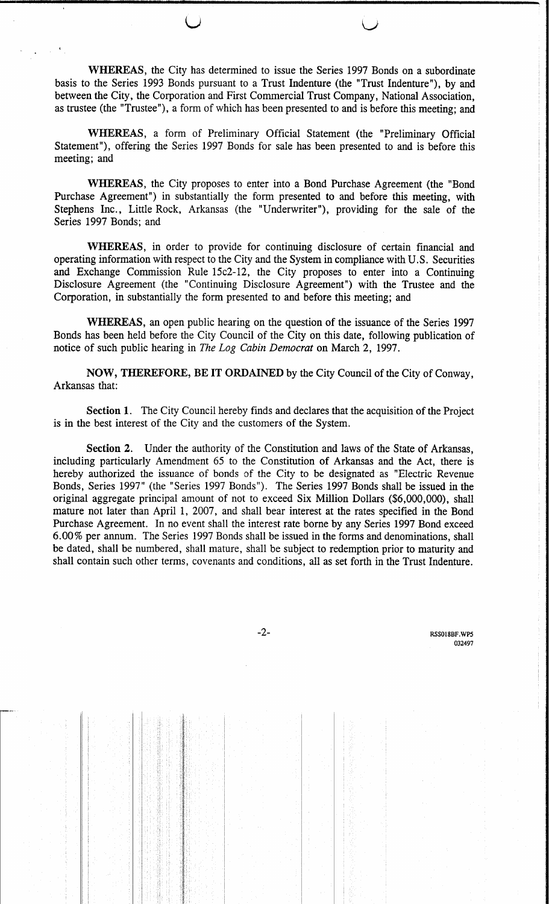**WHEREAS**, the City has determined to issue the Series 1997 Bonds on a subordinate basis to the Series 1993 Bonds pursuant to a Trust Indenture (the "Trust Indenture"), by and between the City, the Corporation and First Commercial Trust Company, National Association, as trustee (the "Trustee"), a form of which has been presented to and is before this meeting; and

**WHEREAS**, a form of Preliminary Official Statement (the "Preliminary Official Statement"), offering the Series 1997 Bonds for sale has been presented to and is before this meeting; and

**WHEREAS**, the City proposes to enter into a Bond Purchase Agreement (the "Bond Purchase Agreement") in substantially the form presented to and before this meeting, with Stephens Inc., Little Rock, Arkansas (the "Underwriter"), providing for the sale of the Series 1997 Bonds; and

**WHEREAS**, in order to provide for continuing disclosure of certain financial and operating information with respect to the City and the System in compliance with U.S. Securities and Exchange Commission Rule 15c2-12, the City proposes to enter into a Continuing Disclosure Agreement (the "Continuing Disclosure Agreement") with the Trustee and the Corporation, in substantially the form presented to and before this meeting; and

**WHEREAS**, an open public hearing on the question of the issuance of the Series 1997 Bonds has been held before the City Council of the City on this date, following publication of notice of such public hearing in *The Log Cabin Democrat* on March 2, 1997.

**NOW, THEREFORE, BE IT ORDAINED** by the City Council of the City of Conway, Arkansas that:

**Section 1.** The City Council hereby finds and declares that the acquisition of the Project is in the best interest of the City and the customers of the System.

**Section 2.** Under the authority of the Constitution and laws of the State of Arkansas, including particularly Amendment 65 to the Constitution of Arkansas and the Act, there is hereby authorized the issuance of bonds of the City to be designated as "Electric Revenue Bonds, Series 1997" (the "Series 1997 Bonds"). The Series 1997 Bonds shall be issued in the original aggregate principal amount of not to exceed Six Million Dollars ($6,000,000), shall mature not later than April 1, 2007, and shall bear interest at the rates specified in the Bond Purchase Agreement. In no event shall the interest rate borne by any Series 1997 Bond exceed 6.00% per annum. The Series 1997 Bonds shall be issued in the forms and denominations, shall be dated, shall be numbered, shall mature, shall be subject to redemption prior to maturity and shall contain such other terms, covenants and conditions, all as set forth in the Trust Indenture.

RSS018BF.WP5
032497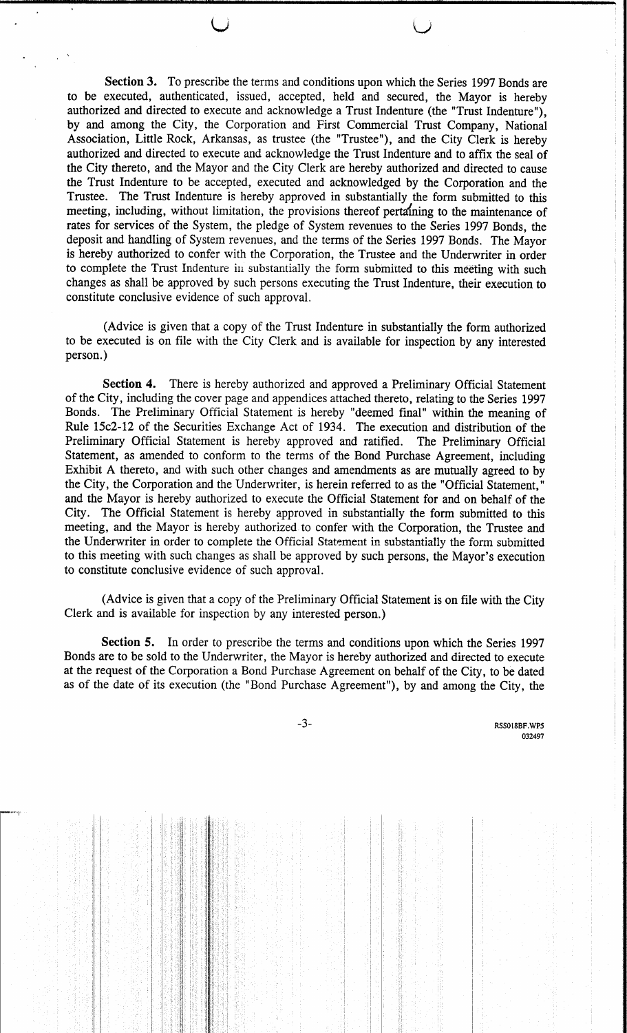**Section 3.** To prescribe the terms and conditions upon which the Series 1997 Bonds are to be executed, authenticated, issued, accepted, held and secured, the Mayor is hereby authorized and directed to execute and acknowledge a Trust Indenture (the "Trust Indenture"), by and among the City, the Corporation and First Commercial Trust Company, National Association, Little Rock, Arkansas, as trustee (the "Trustee"), and the City Clerk is hereby authorized and directed to execute and acknowledge the Trust Indenture and to affix the seal of the City thereto, and the Mayor and the City Clerk are hereby authorized and directed to cause the Trust Indenture to be accepted, executed and acknowledged by the Corporation and the Trustee. The Trust Indenture is hereby approved in substantially the form submitted to this meeting, including, without limitation, the provisions thereof pertaining to the maintenance of rates for services of the System, the pledge of System revenues to the Series 1997 Bonds, the deposit and handling of System revenues, and the terms of the Series 1997 Bonds. The Mayor is hereby authorized to confer with the Corporation, the Trustee and the Underwriter in order to complete the Trust Indenture in substantially the form submitted to this meeting with such changes as shall be approved by such persons executing the Trust Indenture, their execution to constitute conclusive evidence of such approval.

(Advice is given that a copy of the Trust Indenture in substantially the form authorized to be executed is on file with the City Clerk and is available for inspection by any interested person.)

**Section 4.** There is hereby authorized and approved a Preliminary Official Statement of the City, including the cover page and appendices attached thereto, relating to the Series 1997 Bonds. The Preliminary Official Statement is hereby "deemed final" within the meaning of Rule 15c2-12 of the Securities Exchange Act of 1934. The execution and distribution of the Preliminary Official Statement is hereby approved and ratified. The Preliminary Official Statement, as amended to conform to the terms of the Bond Purchase Agreement, including Exhibit A thereto, and with such other changes and amendments as are mutually agreed to by the City, the Corporation and the Underwriter, is herein referred to as the "Official Statement," and the Mayor is hereby authorized to execute the Official Statement for and on behalf of the City. The Official Statement is hereby approved in substantially the form submitted to this meeting, and the Mayor is hereby authorized to confer with the Corporation, the Trustee and the Underwriter in order to complete the Official Statement in substantially the form submitted to this meeting with such changes as shall be approved by such persons, the Mayor's execution to constitute conclusive evidence of such approval.

(Advice is given that a copy of the Preliminary Official Statement is on file with the City Clerk and is available for inspection by any interested person.)

**Section 5.** In order to prescribe the terms and conditions upon which the Series 1997 Bonds are to be sold to the Underwriter, the Mayor is hereby authorized and directed to execute at the request of the Corporation a Bond Purchase Agreement on behalf of the City, to be dated as of the date of its execution (the "Bond Purchase Agreement"), by and among the City, the

RSS018BF.WP5
032497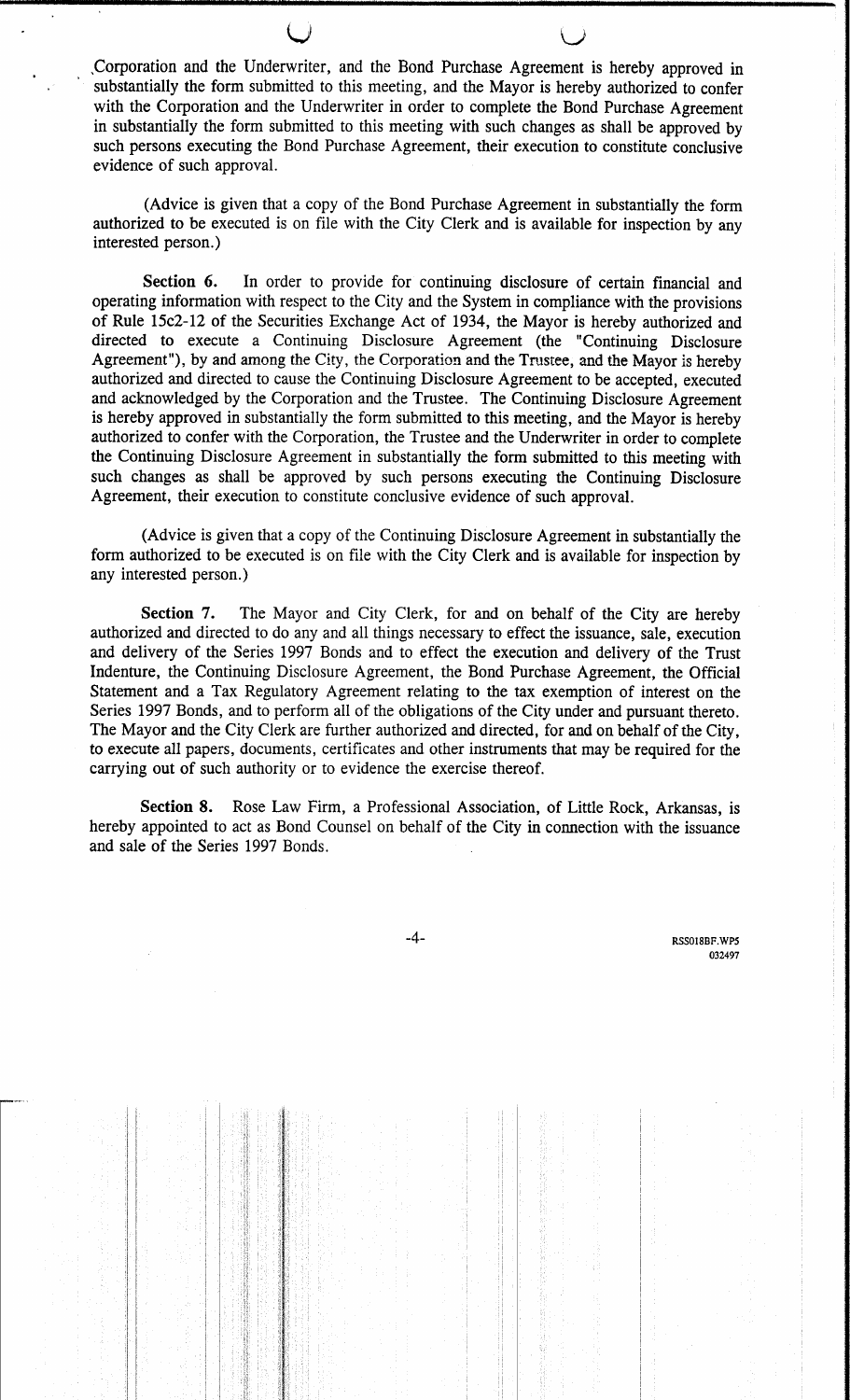Corporation and the Underwriter, and the Bond Purchase Agreement is hereby approved in substantially the form submitted to this meeting, and the Mayor is hereby authorized to confer with the Corporation and the Underwriter in order to complete the Bond Purchase Agreement in substantially the form submitted to this meeting with such changes as shall be approved by such persons executing the Bond Purchase Agreement, their execution to constitute conclusive evidence of such approval.

(Advice is given that a copy of the Bond Purchase Agreement in substantially the form authorized to be executed is on file with the City Clerk and is available for inspection by any interested person.)

**Section 6.** In order to provide for continuing disclosure of certain financial and operating information with respect to the City and the System in compliance with the provisions of Rule 15c2-12 of the Securities Exchange Act of 1934, the Mayor is hereby authorized and directed to execute a Continuing Disclosure Agreement (the "Continuing Disclosure Agreement"), by and among the City, the Corporation and the Trustee, and the Mayor is hereby authorized and directed to cause the Continuing Disclosure Agreement to be accepted, executed and acknowledged by the Corporation and the Trustee. The Continuing Disclosure Agreement is hereby approved in substantially the form submitted to this meeting, and the Mayor is hereby authorized to confer with the Corporation, the Trustee and the Underwriter in order to complete the Continuing Disclosure Agreement in substantially the form submitted to this meeting with such changes as shall be approved by such persons executing the Continuing Disclosure Agreement, their execution to constitute conclusive evidence of such approval.

(Advice is given that a copy of the Continuing Disclosure Agreement in substantially the form authorized to be executed is on file with the City Clerk and is available for inspection by any interested person.)

**Section 7.** The Mayor and City Clerk, for and on behalf of the City are hereby authorized and directed to do any and all things necessary to effect the issuance, sale, execution and delivery of the Series 1997 Bonds and to effect the execution and delivery of the Trust Indenture, the Continuing Disclosure Agreement, the Bond Purchase Agreement, the Official Statement and a Tax Regulatory Agreement relating to the tax exemption of interest on the Series 1997 Bonds, and to perform all of the obligations of the City under and pursuant thereto. The Mayor and the City Clerk are further authorized and directed, for and on behalf of the City, to execute all papers, documents, certificates and other instruments that may be required for the carrying out of such authority or to evidence the exercise thereof.

**Section 8.** Rose Law Firm, a Professional Association, of Little Rock, Arkansas, is hereby appointed to act as Bond Counsel on behalf of the City in connection with the issuance and sale of the Series 1997 Bonds.

RSS018BF.WP5
032497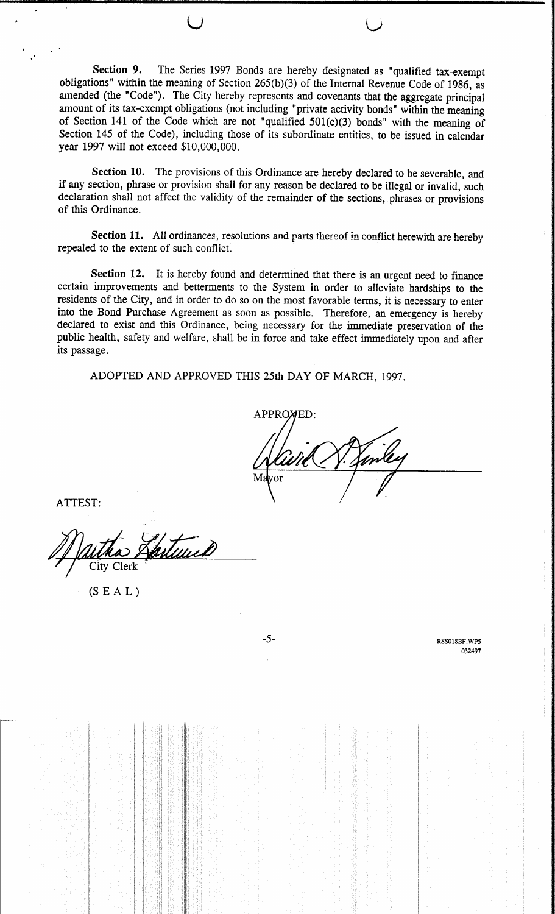**Section 9.** The Series 1997 Bonds are hereby designated as "qualified tax-exempt obligations" within the meaning of Section 265(b)(3) of the Internal Revenue Code of 1986, as amended (the "Code"). The City hereby represents and covenants that the aggregate principal amount of its tax-exempt obligations (not including "private activity bonds" within the meaning of Section 141 of the Code which are not "qualified 501(c)(3) bonds" with the meaning of Section 145 of the Code), including those of its subordinate entities, to be issued in calendar year 1997 will not exceed $10,000,000.

**Section 10.** The provisions of this Ordinance are hereby declared to be severable, and if any section, phrase or provision shall for any reason be declared to be illegal or invalid, such declaration shall not affect the validity of the remainder of the sections, phrases or provisions of this Ordinance.

**Section 11.** All ordinances, resolutions and parts thereof in conflict herewith are hereby repealed to the extent of such conflict.

**Section 12.** It is hereby found and determined that there is an urgent need to finance certain improvements and betterments to the System in order to alleviate hardships to the residents of the City, and in order to do so on the most favorable terms, it is necessary to enter into the Bond Purchase Agreement as soon as possible. Therefore, an emergency is hereby declared to exist and this Ordinance, being necessary for the immediate preservation of the public health, safety and welfare, shall be in force and take effect immediately upon and after its passage.

ADOPTED AND APPROVED THIS 25th DAY OF MARCH, 1997.

APPROVED:

Mayor

ATTEST:

City Clerk

(S E A L)

RSS018BF.WP5
032497